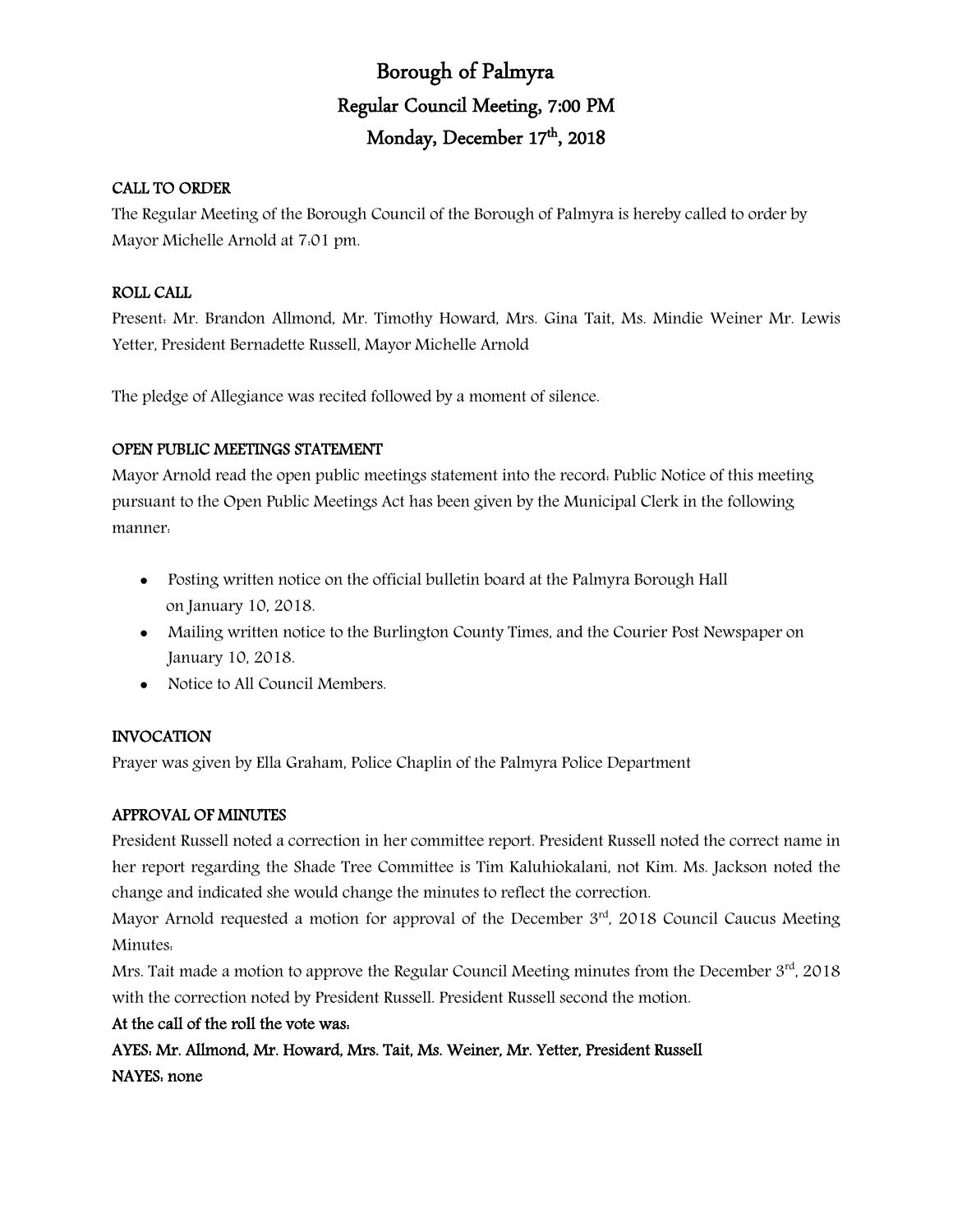# Borough of Palmyra

## Regular Council Meeting, 7:00 PM

## Monday, December 17th, 2018

**CALL TO ORDER**

The Regular Meeting of the Borough Council of the Borough of Palmyra is hereby called to order by Mayor Michelle Arnold at 7:01 pm.

**ROLL CALL**

Present: Mr. Brandon Allmond, Mr. Timothy Howard, Mrs. Gina Tait, Ms. Mindie Weiner Mr. Lewis Yetter, President Bernadette Russell, Mayor Michelle Arnold

The pledge of Allegiance was recited followed by a moment of silence.

**OPEN PUBLIC MEETINGS STATEMENT**

Mayor Arnold read the open public meetings statement into the record: Public Notice of this meeting pursuant to the Open Public Meetings Act has been given by the Municipal Clerk in the following manner:

- Posting written notice on the official bulletin board at the Palmyra Borough Hall on January 10, 2018.
- Mailing written notice to the Burlington County Times, and the Courier Post Newspaper on January 10, 2018.
- Notice to All Council Members.

**INVOCATION**

Prayer was given by Ella Graham, Police Chaplin of the Palmyra Police Department

**APPROVAL OF MINUTES**

President Russell noted a correction in her committee report. President Russell noted the correct name in her report regarding the Shade Tree Committee is Tim Kaluhiokalani, not Kim. Ms. Jackson noted the change and indicated she would change the minutes to reflect the correction.

Mayor Arnold requested a motion for approval of the December 3rd, 2018 Council Caucus Meeting Minutes:

Mrs. Tait made a motion to approve the Regular Council Meeting minutes from the December 3rd, 2018 with the correction noted by President Russell. President Russell second the motion.

**At the call of the roll the vote was:**

**AYES: Mr. Allmond, Mr. Howard, Mrs. Tait, Ms. Weiner, Mr. Yetter, President Russell**

**NAYES: none**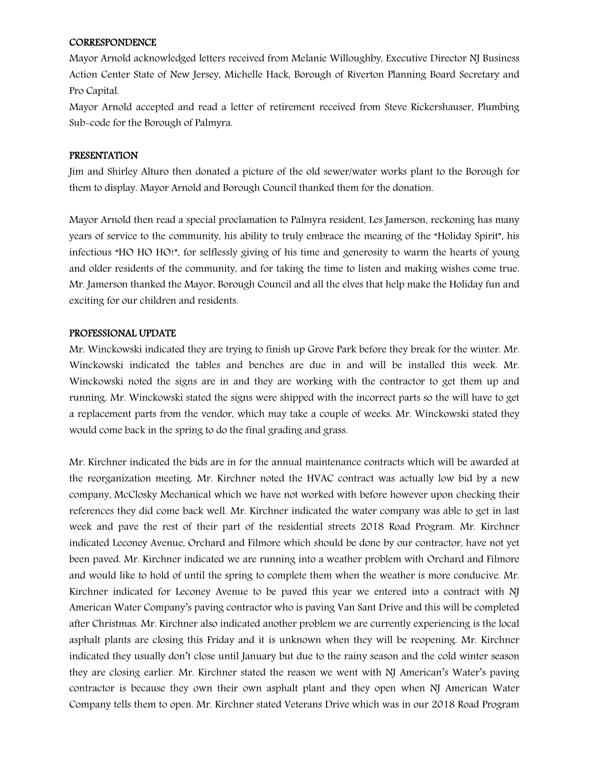**CORRESPONDENCE**

Mayor Arnold acknowledged letters received from Melanie Willoughby, Executive Director NJ Business Action Center State of New Jersey, Michelle Hack, Borough of Riverton Planning Board Secretary and Pro Capital.

Mayor Arnold accepted and read a letter of retirement received from Steve Rickershauser, Plumbing Sub-code for the Borough of Palmyra.

**PRESENTATION**

Jim and Shirley Alturo then donated a picture of the old sewer/water works plant to the Borough for them to display. Mayor Arnold and Borough Council thanked them for the donation.

Mayor Arnold then read a special proclamation to Palmyra resident, Les Jamerson, reckoning has many years of service to the community, his ability to truly embrace the meaning of the "Holiday Spirit", his infectious "HO HO HO!", for selflessly giving of his time and generosity to warm the hearts of young and older residents of the community, and for taking the time to listen and making wishes come true. Mr. Jamerson thanked the Mayor, Borough Council and all the elves that help make the Holiday fun and exciting for our children and residents.

**PROFESSIONAL UPDATE**

Mr. Winckowski indicated they are trying to finish up Grove Park before they break for the winter. Mr. Winckowski indicated the tables and benches are due in and will be installed this week. Mr. Winckowski noted the signs are in and they are working with the contractor to get them up and running. Mr. Winckowski stated the signs were shipped with the incorrect parts so the will have to get a replacement parts from the vendor, which may take a couple of weeks. Mr. Winckowski stated they would come back in the spring to do the final grading and grass.

Mr. Kirchner indicated the bids are in for the annual maintenance contracts which will be awarded at the reorganization meeting. Mr. Kirchner noted the HVAC contract was actually low bid by a new company, McClosky Mechanical which we have not worked with before however upon checking their references they did come back well. Mr. Kirchner indicated the water company was able to get in last week and pave the rest of their part of the residential streets 2018 Road Program. Mr. Kirchner indicated Leconey Avenue, Orchard and Filmore which should be done by our contractor, have not yet been paved. Mr. Kirchner indicated we are running into a weather problem with Orchard and Filmore and would like to hold of until the spring to complete them when the weather is more conducive. Mr. Kirchner indicated for Leconey Avenue to be paved this year we entered into a contract with NJ American Water Company's paving contractor who is paving Van Sant Drive and this will be completed after Christmas. Mr. Kirchner also indicated another problem we are currently experiencing is the local asphalt plants are closing this Friday and it is unknown when they will be reopening. Mr. Kirchner indicated they usually don't close until January but due to the rainy season and the cold winter season they are closing earlier. Mr. Kirchner stated the reason we went with NJ American's Water's paving contractor is because they own their own asphalt plant and they open when NJ American Water Company tells them to open. Mr. Kirchner stated Veterans Drive which was in our 2018 Road Program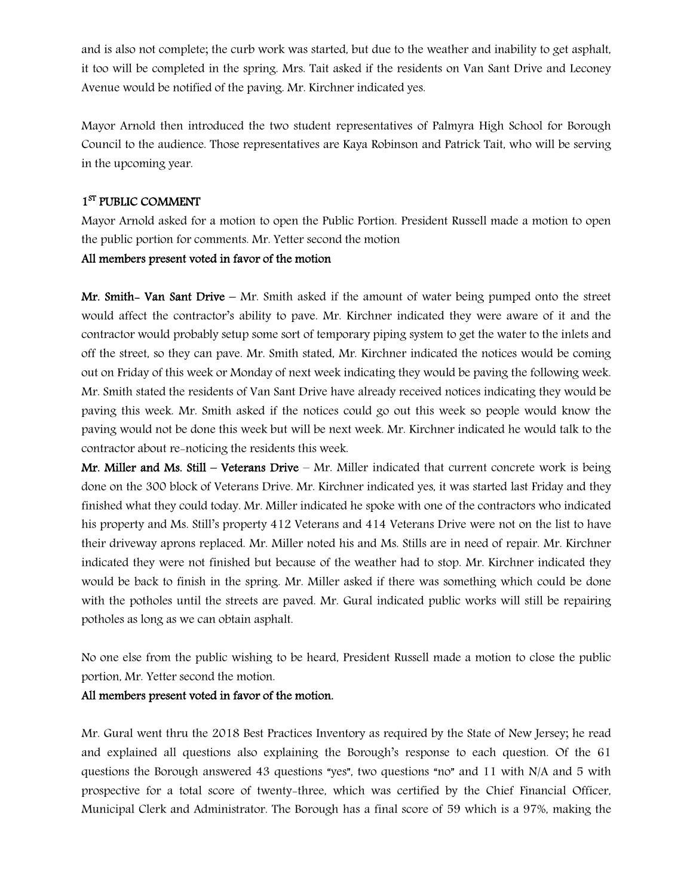and is also not complete; the curb work was started, but due to the weather and inability to get asphalt, it too will be completed in the spring. Mrs. Tait asked if the residents on Van Sant Drive and Leconey Avenue would be notified of the paving. Mr. Kirchner indicated yes.

Mayor Arnold then introduced the two student representatives of Palmyra High School for Borough Council to the audience. Those representatives are Kaya Robinson and Patrick Tait, who will be serving in the upcoming year.

## 1ST PUBLIC COMMENT

Mayor Arnold asked for a motion to open the Public Portion. President Russell made a motion to open the public portion for comments. Mr. Yetter second the motion

**All members present voted in favor of the motion**

**Mr. Smith- Van Sant Drive** – Mr. Smith asked if the amount of water being pumped onto the street would affect the contractor's ability to pave. Mr. Kirchner indicated they were aware of it and the contractor would probably setup some sort of temporary piping system to get the water to the inlets and off the street, so they can pave. Mr. Smith stated, Mr. Kirchner indicated the notices would be coming out on Friday of this week or Monday of next week indicating they would be paving the following week. Mr. Smith stated the residents of Van Sant Drive have already received notices indicating they would be paving this week. Mr. Smith asked if the notices could go out this week so people would know the paving would not be done this week but will be next week. Mr. Kirchner indicated he would talk to the contractor about re-noticing the residents this week.

**Mr. Miller and Ms. Still – Veterans Drive** – Mr. Miller indicated that current concrete work is being done on the 300 block of Veterans Drive. Mr. Kirchner indicated yes, it was started last Friday and they finished what they could today. Mr. Miller indicated he spoke with one of the contractors who indicated his property and Ms. Still's property 412 Veterans and 414 Veterans Drive were not on the list to have their driveway aprons replaced. Mr. Miller noted his and Ms. Stills are in need of repair. Mr. Kirchner indicated they were not finished but because of the weather had to stop. Mr. Kirchner indicated they would be back to finish in the spring. Mr. Miller asked if there was something which could be done with the potholes until the streets are paved. Mr. Gural indicated public works will still be repairing potholes as long as we can obtain asphalt.

No one else from the public wishing to be heard, President Russell made a motion to close the public portion, Mr. Yetter second the motion.

**All members present voted in favor of the motion.**

Mr. Gural went thru the 2018 Best Practices Inventory as required by the State of New Jersey; he read and explained all questions also explaining the Borough's response to each question. Of the 61 questions the Borough answered 43 questions "yes", two questions "no" and 11 with N/A and 5 with prospective for a total score of twenty-three, which was certified by the Chief Financial Officer, Municipal Clerk and Administrator. The Borough has a final score of 59 which is a 97%, making the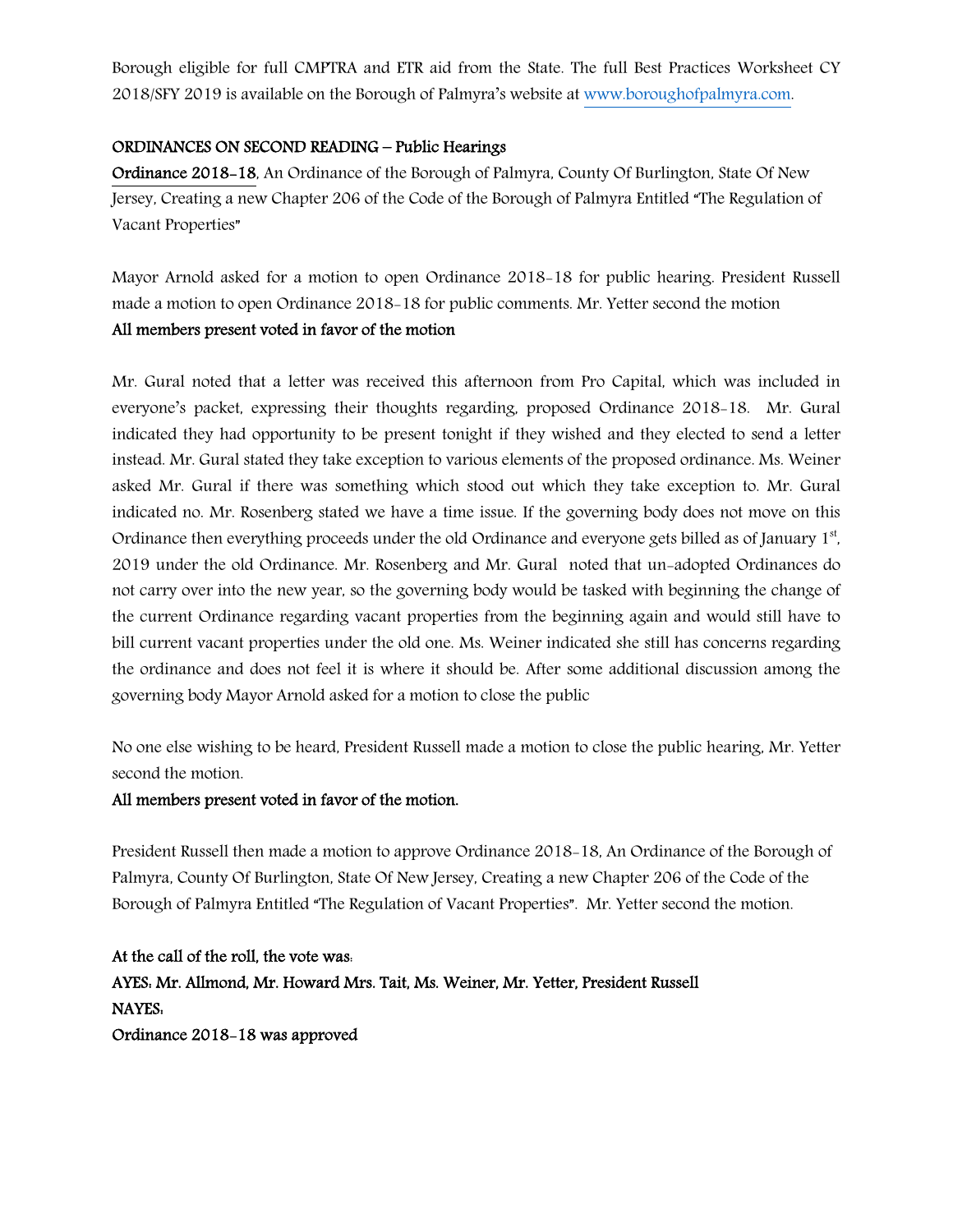Borough eligible for full CMPTRA and ETR aid from the State. The full Best Practices Worksheet CY 2018/SFY 2019 is available on the Borough of Palmyra's website at www.boroughofpalmyra.com.

**ORDINANCES ON SECOND READING – Public Hearings**

Ordinance 2018-18, An Ordinance of the Borough of Palmyra, County Of Burlington, State Of New Jersey, Creating a new Chapter 206 of the Code of the Borough of Palmyra Entitled "The Regulation of Vacant Properties"

Mayor Arnold asked for a motion to open Ordinance 2018-18 for public hearing. President Russell made a motion to open Ordinance 2018-18 for public comments. Mr. Yetter second the motion

**All members present voted in favor of the motion**

Mr. Gural noted that a letter was received this afternoon from Pro Capital, which was included in everyone's packet, expressing their thoughts regarding, proposed Ordinance 2018-18. Mr. Gural indicated they had opportunity to be present tonight if they wished and they elected to send a letter instead. Mr. Gural stated they take exception to various elements of the proposed ordinance. Ms. Weiner asked Mr. Gural if there was something which stood out which they take exception to. Mr. Gural indicated no. Mr. Rosenberg stated we have a time issue. If the governing body does not move on this Ordinance then everything proceeds under the old Ordinance and everyone gets billed as of January 1st, 2019 under the old Ordinance. Mr. Rosenberg and Mr. Gural noted that un-adopted Ordinances do not carry over into the new year, so the governing body would be tasked with beginning the change of the current Ordinance regarding vacant properties from the beginning again and would still have to bill current vacant properties under the old one. Ms. Weiner indicated she still has concerns regarding the ordinance and does not feel it is where it should be. After some additional discussion among the governing body Mayor Arnold asked for a motion to close the public

No one else wishing to be heard, President Russell made a motion to close the public hearing, Mr. Yetter second the motion.

**All members present voted in favor of the motion.**

President Russell then made a motion to approve Ordinance 2018-18, An Ordinance of the Borough of Palmyra, County Of Burlington, State Of New Jersey, Creating a new Chapter 206 of the Code of the Borough of Palmyra Entitled "The Regulation of Vacant Properties". Mr. Yetter second the motion.

**At the call of the roll, the vote was:**
**AYES: Mr. Allmond, Mr. Howard Mrs. Tait, Ms. Weiner, Mr. Yetter, President Russell**
**NAYES:**
**Ordinance 2018-18 was approved**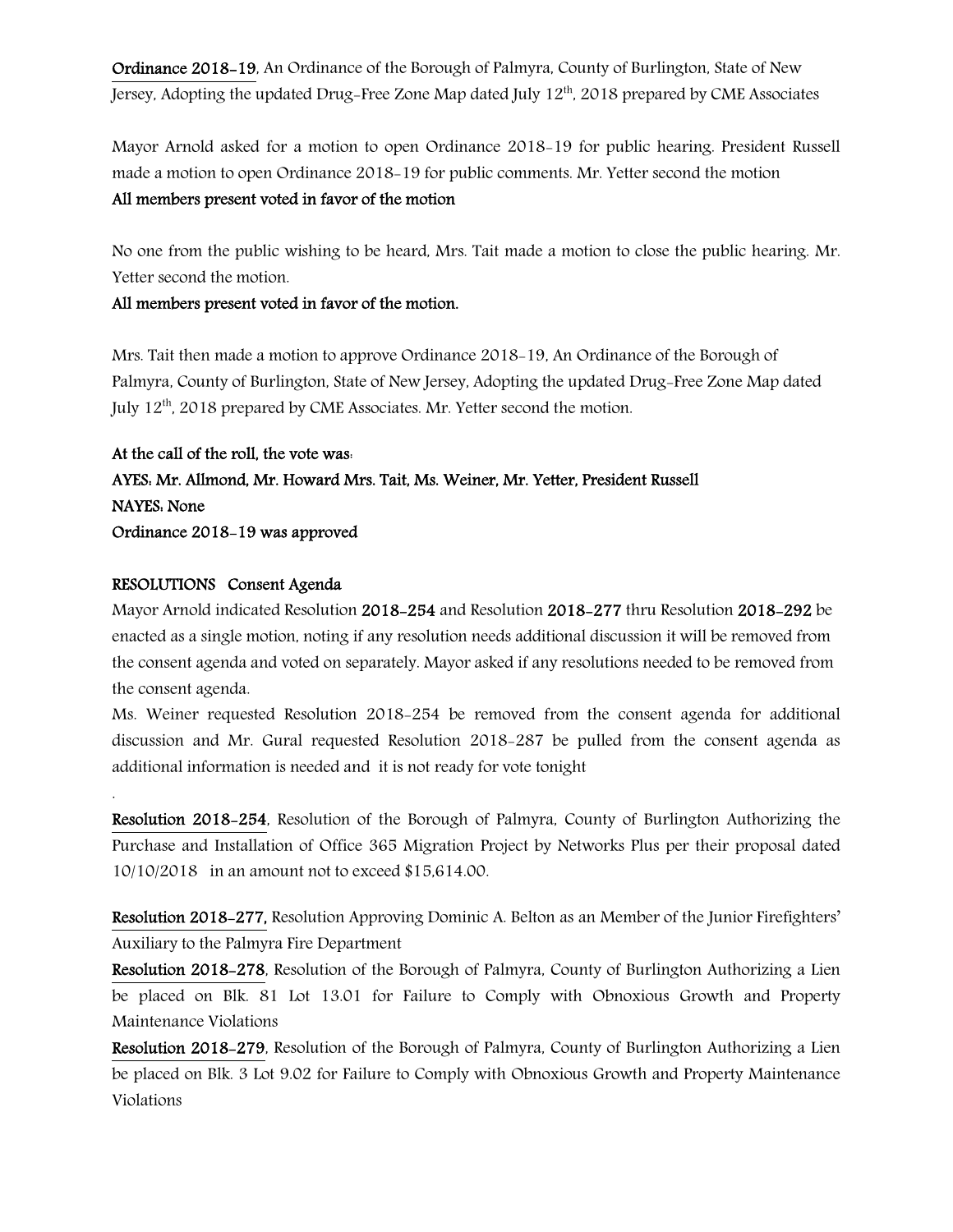**Ordinance 2018-19**, An Ordinance of the Borough of Palmyra, County of Burlington, State of New Jersey, Adopting the updated Drug-Free Zone Map dated July 12th, 2018 prepared by CME Associates

Mayor Arnold asked for a motion to open Ordinance 2018-19 for public hearing. President Russell made a motion to open Ordinance 2018-19 for public comments. Mr. Yetter second the motion

**All members present voted in favor of the motion**

No one from the public wishing to be heard, Mrs. Tait made a motion to close the public hearing. Mr. Yetter second the motion.

**All members present voted in favor of the motion.**

Mrs. Tait then made a motion to approve Ordinance 2018-19, An Ordinance of the Borough of Palmyra, County of Burlington, State of New Jersey, Adopting the updated Drug-Free Zone Map dated July 12th, 2018 prepared by CME Associates. Mr. Yetter second the motion.

**At the call of the roll, the vote was:**
**AYES: Mr. Allmond, Mr. Howard Mrs. Tait, Ms. Weiner, Mr. Yetter, President Russell**
**NAYES: None**
**Ordinance 2018-19 was approved**

**RESOLUTIONS Consent Agenda**

Mayor Arnold indicated Resolution **2018-254** and Resolution **2018-277** thru Resolution **2018-292** be enacted as a single motion, noting if any resolution needs additional discussion it will be removed from the consent agenda and voted on separately. Mayor asked if any resolutions needed to be removed from the consent agenda.

Ms. Weiner requested Resolution 2018-254 be removed from the consent agenda for additional discussion and Mr. Gural requested Resolution 2018-287 be pulled from the consent agenda as additional information is needed and it is not ready for vote tonight

.

**Resolution 2018-254**, Resolution of the Borough of Palmyra, County of Burlington Authorizing the Purchase and Installation of Office 365 Migration Project by Networks Plus per their proposal dated 10/10/2018 in an amount not to exceed $15,614.00.

**Resolution 2018-277,** Resolution Approving Dominic A. Belton as an Member of the Junior Firefighters' Auxiliary to the Palmyra Fire Department

**Resolution 2018-278**, Resolution of the Borough of Palmyra, County of Burlington Authorizing a Lien be placed on Blk. 81 Lot 13.01 for Failure to Comply with Obnoxious Growth and Property Maintenance Violations

**Resolution 2018-279**, Resolution of the Borough of Palmyra, County of Burlington Authorizing a Lien be placed on Blk. 3 Lot 9.02 for Failure to Comply with Obnoxious Growth and Property Maintenance Violations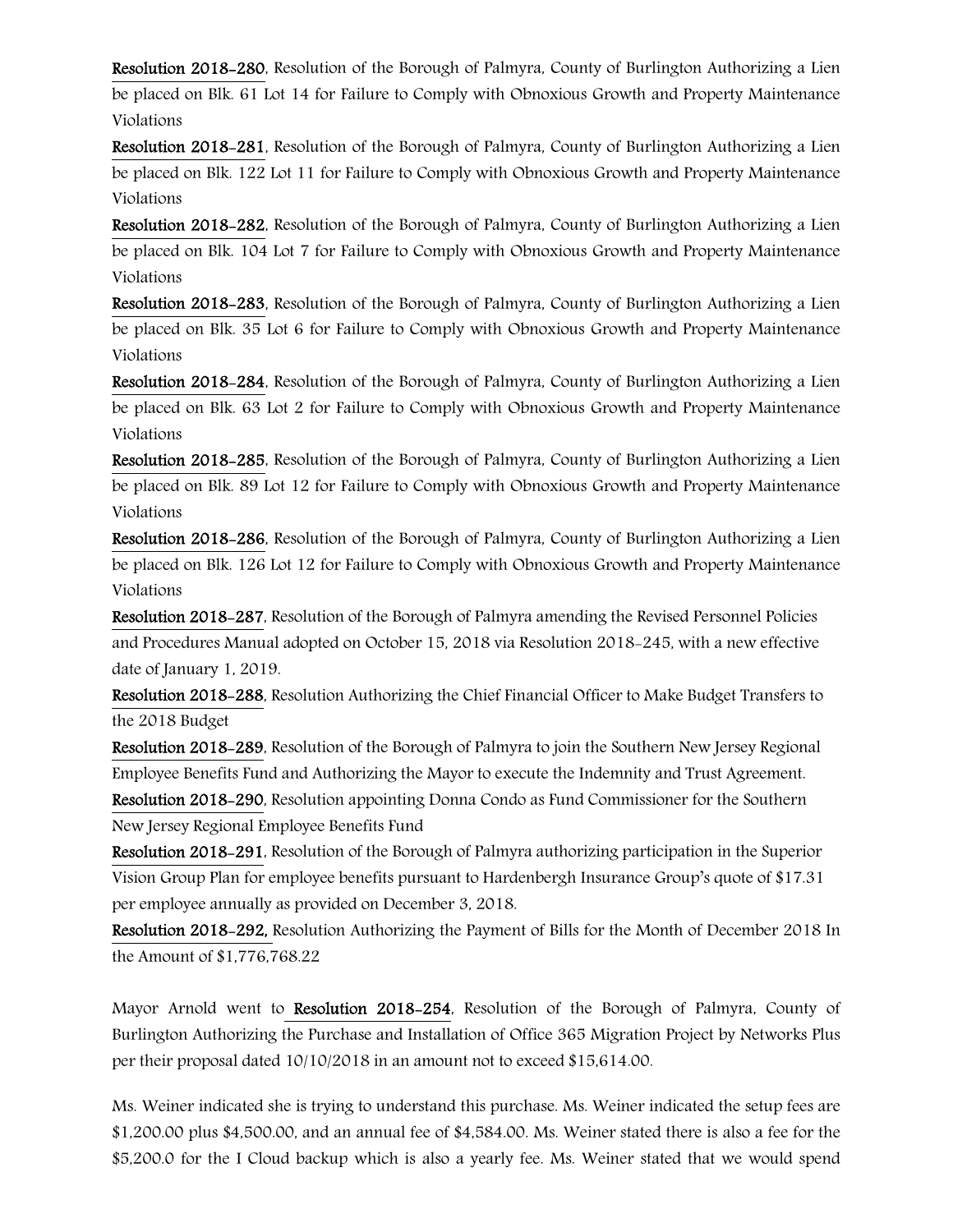**Resolution 2018-280**, Resolution of the Borough of Palmyra, County of Burlington Authorizing a Lien be placed on Blk. 61 Lot 14 for Failure to Comply with Obnoxious Growth and Property Maintenance Violations

**Resolution 2018-281**, Resolution of the Borough of Palmyra, County of Burlington Authorizing a Lien be placed on Blk. 122 Lot 11 for Failure to Comply with Obnoxious Growth and Property Maintenance Violations

**Resolution 2018-282**, Resolution of the Borough of Palmyra, County of Burlington Authorizing a Lien be placed on Blk. 104 Lot 7 for Failure to Comply with Obnoxious Growth and Property Maintenance Violations

**Resolution 2018-283**, Resolution of the Borough of Palmyra, County of Burlington Authorizing a Lien be placed on Blk. 35 Lot 6 for Failure to Comply with Obnoxious Growth and Property Maintenance Violations

**Resolution 2018-284**, Resolution of the Borough of Palmyra, County of Burlington Authorizing a Lien be placed on Blk. 63 Lot 2 for Failure to Comply with Obnoxious Growth and Property Maintenance Violations

**Resolution 2018-285**, Resolution of the Borough of Palmyra, County of Burlington Authorizing a Lien be placed on Blk. 89 Lot 12 for Failure to Comply with Obnoxious Growth and Property Maintenance Violations

**Resolution 2018-286**, Resolution of the Borough of Palmyra, County of Burlington Authorizing a Lien be placed on Blk. 126 Lot 12 for Failure to Comply with Obnoxious Growth and Property Maintenance Violations

**Resolution 2018-287**, Resolution of the Borough of Palmyra amending the Revised Personnel Policies and Procedures Manual adopted on October 15, 2018 via Resolution 2018-245, with a new effective date of January 1, 2019.

**Resolution 2018-288**, Resolution Authorizing the Chief Financial Officer to Make Budget Transfers to the 2018 Budget

**Resolution 2018-289**, Resolution of the Borough of Palmyra to join the Southern New Jersey Regional Employee Benefits Fund and Authorizing the Mayor to execute the Indemnity and Trust Agreement.

**Resolution 2018-290**, Resolution appointing Donna Condo as Fund Commissioner for the Southern New Jersey Regional Employee Benefits Fund

**Resolution 2018-291**, Resolution of the Borough of Palmyra authorizing participation in the Superior Vision Group Plan for employee benefits pursuant to Hardenbergh Insurance Group's quote of $17.31 per employee annually as provided on December 3, 2018.

**Resolution 2018-292,** Resolution Authorizing the Payment of Bills for the Month of December 2018 In the Amount of $1,776,768.22

Mayor Arnold went to **Resolution 2018-254**, Resolution of the Borough of Palmyra, County of Burlington Authorizing the Purchase and Installation of Office 365 Migration Project by Networks Plus per their proposal dated 10/10/2018 in an amount not to exceed $15,614.00.

Ms. Weiner indicated she is trying to understand this purchase. Ms. Weiner indicated the setup fees are $1,200.00 plus $4,500.00, and an annual fee of $4,584.00. Ms. Weiner stated there is also a fee for the $5,200.0 for the I Cloud backup which is also a yearly fee. Ms. Weiner stated that we would spend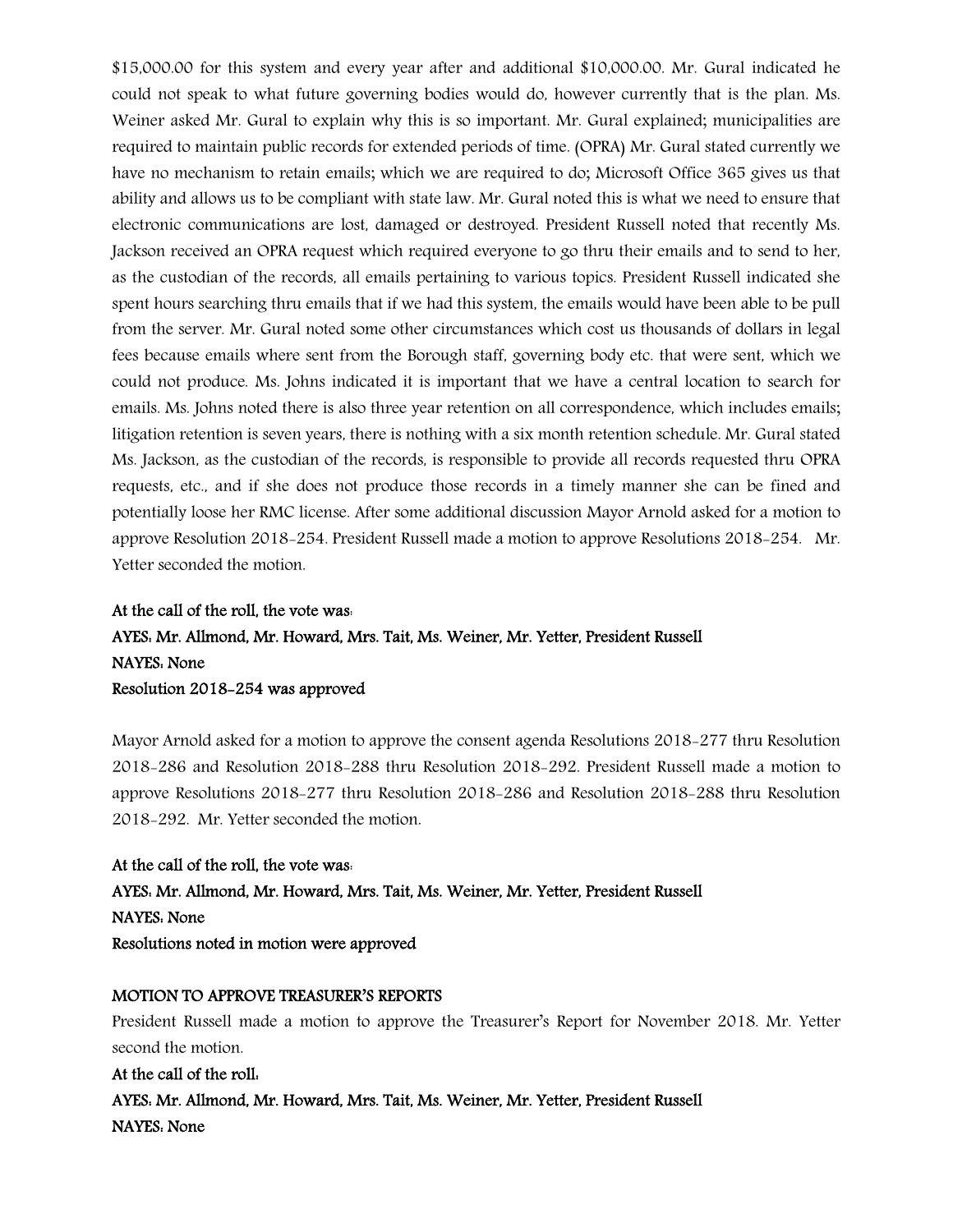$15,000.00 for this system and every year after and additional $10,000.00. Mr. Gural indicated he could not speak to what future governing bodies would do, however currently that is the plan. Ms. Weiner asked Mr. Gural to explain why this is so important. Mr. Gural explained; municipalities are required to maintain public records for extended periods of time. (OPRA) Mr. Gural stated currently we have no mechanism to retain emails; which we are required to do; Microsoft Office 365 gives us that ability and allows us to be compliant with state law. Mr. Gural noted this is what we need to ensure that electronic communications are lost, damaged or destroyed. President Russell noted that recently Ms. Jackson received an OPRA request which required everyone to go thru their emails and to send to her, as the custodian of the records, all emails pertaining to various topics. President Russell indicated she spent hours searching thru emails that if we had this system, the emails would have been able to be pull from the server. Mr. Gural noted some other circumstances which cost us thousands of dollars in legal fees because emails where sent from the Borough staff, governing body etc. that were sent, which we could not produce. Ms. Johns indicated it is important that we have a central location to search for emails. Ms. Johns noted there is also three year retention on all correspondence, which includes emails; litigation retention is seven years, there is nothing with a six month retention schedule. Mr. Gural stated Ms. Jackson, as the custodian of the records, is responsible to provide all records requested thru OPRA requests, etc., and if she does not produce those records in a timely manner she can be fined and potentially loose her RMC license. After some additional discussion Mayor Arnold asked for a motion to approve Resolution 2018-254. President Russell made a motion to approve Resolutions 2018-254. Mr. Yetter seconded the motion.

**At the call of the roll, the vote was:**
**AYES: Mr. Allmond, Mr. Howard, Mrs. Tait, Ms. Weiner, Mr. Yetter, President Russell**
**NAYES: None**
**Resolution 2018-254 was approved**

Mayor Arnold asked for a motion to approve the consent agenda Resolutions 2018-277 thru Resolution 2018-286 and Resolution 2018-288 thru Resolution 2018-292. President Russell made a motion to approve Resolutions 2018-277 thru Resolution 2018-286 and Resolution 2018-288 thru Resolution 2018-292. Mr. Yetter seconded the motion.

**At the call of the roll, the vote was:**
**AYES: Mr. Allmond, Mr. Howard, Mrs. Tait, Ms. Weiner, Mr. Yetter, President Russell**
**NAYES: None**
**Resolutions noted in motion were approved**

**MOTION TO APPROVE TREASURER'S REPORTS**

President Russell made a motion to approve the Treasurer's Report for November 2018. Mr. Yetter second the motion.

**At the call of the roll:**
**AYES: Mr. Allmond, Mr. Howard, Mrs. Tait, Ms. Weiner, Mr. Yetter, President Russell**
**NAYES: None**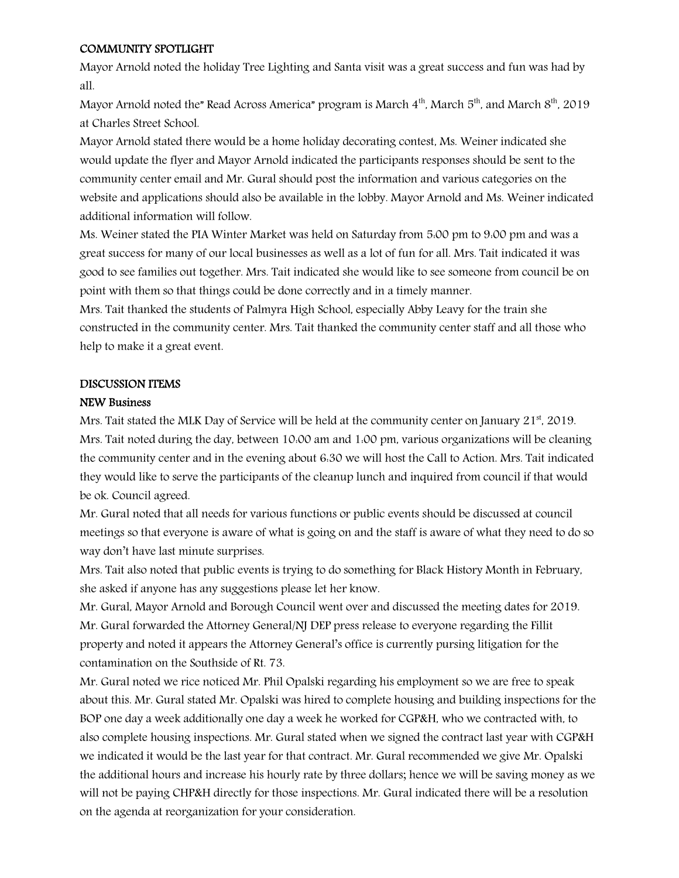## COMMUNITY SPOTLIGHT

Mayor Arnold noted the holiday Tree Lighting and Santa visit was a great success and fun was had by all.

Mayor Arnold noted the" Read Across America" program is March 4th, March 5th, and March 8th, 2019 at Charles Street School.

Mayor Arnold stated there would be a home holiday decorating contest, Ms. Weiner indicated she would update the flyer and Mayor Arnold indicated the participants responses should be sent to the community center email and Mr. Gural should post the information and various categories on the website and applications should also be available in the lobby. Mayor Arnold and Ms. Weiner indicated additional information will follow.

Ms. Weiner stated the PIA Winter Market was held on Saturday from 5:00 pm to 9:00 pm and was a great success for many of our local businesses as well as a lot of fun for all. Mrs. Tait indicated it was good to see families out together. Mrs. Tait indicated she would like to see someone from council be on point with them so that things could be done correctly and in a timely manner.

Mrs. Tait thanked the students of Palmyra High School, especially Abby Leavy for the train she constructed in the community center. Mrs. Tait thanked the community center staff and all those who help to make it a great event.

## DISCUSSION ITEMS

### NEW Business

Mrs. Tait stated the MLK Day of Service will be held at the community center on January 21st, 2019. Mrs. Tait noted during the day, between 10:00 am and 1:00 pm, various organizations will be cleaning the community center and in the evening about 6:30 we will host the Call to Action. Mrs. Tait indicated they would like to serve the participants of the cleanup lunch and inquired from council if that would be ok. Council agreed.

Mr. Gural noted that all needs for various functions or public events should be discussed at council meetings so that everyone is aware of what is going on and the staff is aware of what they need to do so way don't have last minute surprises.

Mrs. Tait also noted that public events is trying to do something for Black History Month in February, she asked if anyone has any suggestions please let her know.

Mr. Gural, Mayor Arnold and Borough Council went over and discussed the meeting dates for 2019.

Mr. Gural forwarded the Attorney General/NJ DEP press release to everyone regarding the Fillit property and noted it appears the Attorney General's office is currently pursing litigation for the contamination on the Southside of Rt. 73.

Mr. Gural noted we rice noticed Mr. Phil Opalski regarding his employment so we are free to speak about this. Mr. Gural stated Mr. Opalski was hired to complete housing and building inspections for the BOP one day a week additionally one day a week he worked for CGP&H, who we contracted with, to also complete housing inspections. Mr. Gural stated when we signed the contract last year with CGP&H we indicated it would be the last year for that contract. Mr. Gural recommended we give Mr. Opalski the additional hours and increase his hourly rate by three dollars; hence we will be saving money as we will not be paying CHP&H directly for those inspections. Mr. Gural indicated there will be a resolution on the agenda at reorganization for your consideration.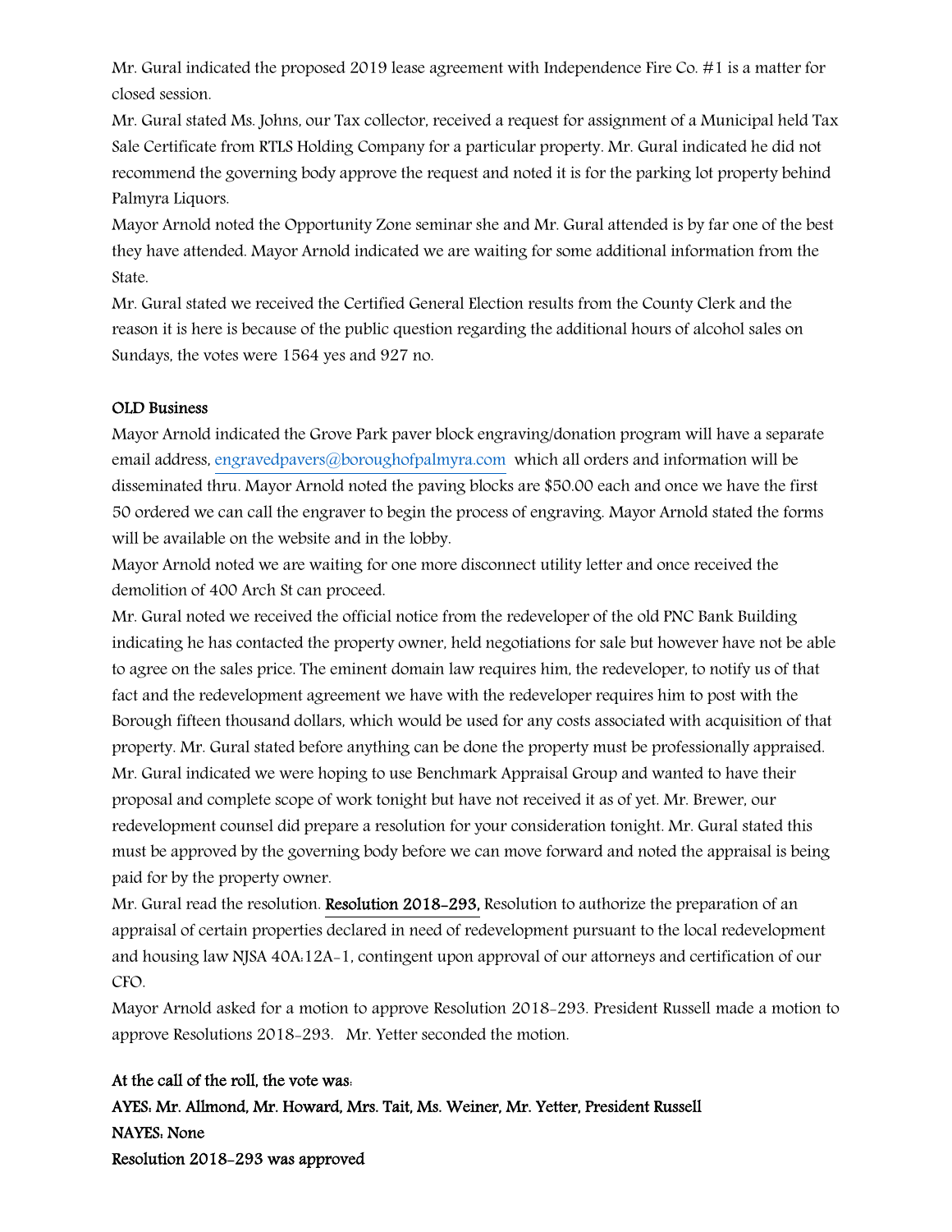Mr. Gural indicated the proposed 2019 lease agreement with Independence Fire Co. #1 is a matter for closed session.

Mr. Gural stated Ms. Johns, our Tax collector, received a request for assignment of a Municipal held Tax Sale Certificate from RTLS Holding Company for a particular property. Mr. Gural indicated he did not recommend the governing body approve the request and noted it is for the parking lot property behind Palmyra Liquors.

Mayor Arnold noted the Opportunity Zone seminar she and Mr. Gural attended is by far one of the best they have attended. Mayor Arnold indicated we are waiting for some additional information from the State.

Mr. Gural stated we received the Certified General Election results from the County Clerk and the reason it is here is because of the public question regarding the additional hours of alcohol sales on Sundays, the votes were 1564 yes and 927 no.

**OLD Business**

Mayor Arnold indicated the Grove Park paver block engraving/donation program will have a separate email address, engravedpavers@boroughofpalmyra.com which all orders and information will be disseminated thru. Mayor Arnold noted the paving blocks are $50.00 each and once we have the first 50 ordered we can call the engraver to begin the process of engraving. Mayor Arnold stated the forms will be available on the website and in the lobby.

Mayor Arnold noted we are waiting for one more disconnect utility letter and once received the demolition of 400 Arch St can proceed.

Mr. Gural noted we received the official notice from the redeveloper of the old PNC Bank Building indicating he has contacted the property owner, held negotiations for sale but however have not be able to agree on the sales price. The eminent domain law requires him, the redeveloper, to notify us of that fact and the redevelopment agreement we have with the redeveloper requires him to post with the Borough fifteen thousand dollars, which would be used for any costs associated with acquisition of that property. Mr. Gural stated before anything can be done the property must be professionally appraised. Mr. Gural indicated we were hoping to use Benchmark Appraisal Group and wanted to have their proposal and complete scope of work tonight but have not received it as of yet. Mr. Brewer, our redevelopment counsel did prepare a resolution for your consideration tonight. Mr. Gural stated this must be approved by the governing body before we can move forward and noted the appraisal is being paid for by the property owner.

Mr. Gural read the resolution. **Resolution 2018-293,** Resolution to authorize the preparation of an appraisal of certain properties declared in need of redevelopment pursuant to the local redevelopment and housing law NJSA 40A:12A-1, contingent upon approval of our attorneys and certification of our CFO.

Mayor Arnold asked for a motion to approve Resolution 2018-293. President Russell made a motion to approve Resolutions 2018-293. Mr. Yetter seconded the motion.

**At the call of the roll, the vote was:**
**AYES: Mr. Allmond, Mr. Howard, Mrs. Tait, Ms. Weiner, Mr. Yetter, President Russell**
**NAYES: None**
**Resolution 2018-293 was approved**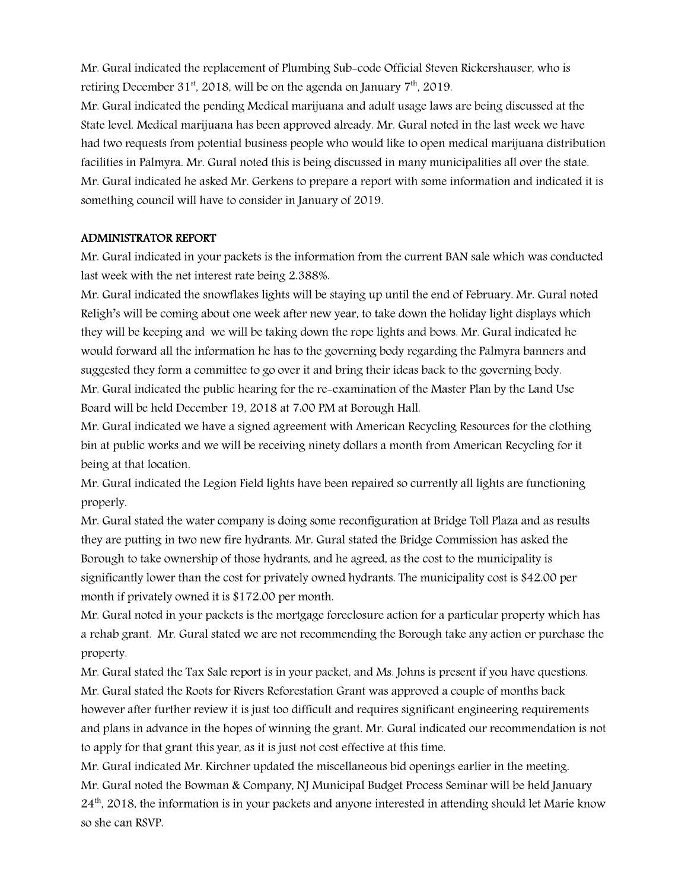Mr. Gural indicated the replacement of Plumbing Sub-code Official Steven Rickershauser, who is retiring December 31st, 2018, will be on the agenda on January 7th, 2019.
Mr. Gural indicated the pending Medical marijuana and adult usage laws are being discussed at the State level. Medical marijuana has been approved already. Mr. Gural noted in the last week we have had two requests from potential business people who would like to open medical marijuana distribution facilities in Palmyra. Mr. Gural noted this is being discussed in many municipalities all over the state. Mr. Gural indicated he asked Mr. Gerkens to prepare a report with some information and indicated it is something council will have to consider in January of 2019.

**ADMINISTRATOR REPORT**

Mr. Gural indicated in your packets is the information from the current BAN sale which was conducted last week with the net interest rate being 2.388%.
Mr. Gural indicated the snowflakes lights will be staying up until the end of February. Mr. Gural noted Religh's will be coming about one week after new year, to take down the holiday light displays which they will be keeping and we will be taking down the rope lights and bows. Mr. Gural indicated he would forward all the information he has to the governing body regarding the Palmyra banners and suggested they form a committee to go over it and bring their ideas back to the governing body.
Mr. Gural indicated the public hearing for the re-examination of the Master Plan by the Land Use Board will be held December 19, 2018 at 7:00 PM at Borough Hall.
Mr. Gural indicated we have a signed agreement with American Recycling Resources for the clothing bin at public works and we will be receiving ninety dollars a month from American Recycling for it being at that location.
Mr. Gural indicated the Legion Field lights have been repaired so currently all lights are functioning properly.
Mr. Gural stated the water company is doing some reconfiguration at Bridge Toll Plaza and as results they are putting in two new fire hydrants. Mr. Gural stated the Bridge Commission has asked the Borough to take ownership of those hydrants, and he agreed, as the cost to the municipality is significantly lower than the cost for privately owned hydrants. The municipality cost is $42.00 per month if privately owned it is $172.00 per month.
Mr. Gural noted in your packets is the mortgage foreclosure action for a particular property which has a rehab grant. Mr. Gural stated we are not recommending the Borough take any action or purchase the property.
Mr. Gural stated the Tax Sale report is in your packet, and Ms. Johns is present if you have questions.
Mr. Gural stated the Roots for Rivers Reforestation Grant was approved a couple of months back however after further review it is just too difficult and requires significant engineering requirements and plans in advance in the hopes of winning the grant. Mr. Gural indicated our recommendation is not to apply for that grant this year, as it is just not cost effective at this time.
Mr. Gural indicated Mr. Kirchner updated the miscellaneous bid openings earlier in the meeting.
Mr. Gural noted the Bowman & Company, NJ Municipal Budget Process Seminar will be held January 24th, 2018, the information is in your packets and anyone interested in attending should let Marie know so she can RSVP.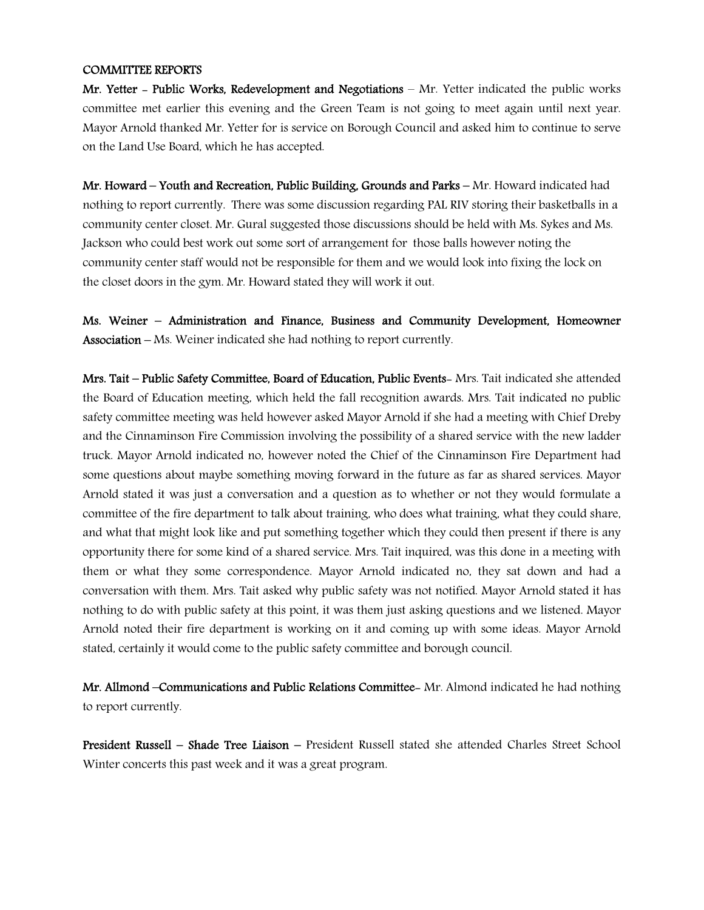COMMITTEE REPORTS

**Mr. Yetter - Public Works, Redevelopment and Negotiations** – Mr. Yetter indicated the public works committee met earlier this evening and the Green Team is not going to meet again until next year. Mayor Arnold thanked Mr. Yetter for is service on Borough Council and asked him to continue to serve on the Land Use Board, which he has accepted.

**Mr. Howard – Youth and Recreation, Public Building, Grounds and Parks** – Mr. Howard indicated had nothing to report currently. There was some discussion regarding PAL RIV storing their basketballs in a community center closet. Mr. Gural suggested those discussions should be held with Ms. Sykes and Ms. Jackson who could best work out some sort of arrangement for those balls however noting the community center staff would not be responsible for them and we would look into fixing the lock on the closet doors in the gym. Mr. Howard stated they will work it out.

**Ms. Weiner – Administration and Finance, Business and Community Development, Homeowner Association** – Ms. Weiner indicated she had nothing to report currently.

**Mrs. Tait – Public Safety Committee, Board of Education, Public Events**- Mrs. Tait indicated she attended the Board of Education meeting, which held the fall recognition awards. Mrs. Tait indicated no public safety committee meeting was held however asked Mayor Arnold if she had a meeting with Chief Dreby and the Cinnaminson Fire Commission involving the possibility of a shared service with the new ladder truck. Mayor Arnold indicated no, however noted the Chief of the Cinnaminson Fire Department had some questions about maybe something moving forward in the future as far as shared services. Mayor Arnold stated it was just a conversation and a question as to whether or not they would formulate a committee of the fire department to talk about training, who does what training, what they could share, and what that might look like and put something together which they could then present if there is any opportunity there for some kind of a shared service. Mrs. Tait inquired, was this done in a meeting with them or what they some correspondence. Mayor Arnold indicated no, they sat down and had a conversation with them. Mrs. Tait asked why public safety was not notified. Mayor Arnold stated it has nothing to do with public safety at this point, it was them just asking questions and we listened. Mayor Arnold noted their fire department is working on it and coming up with some ideas. Mayor Arnold stated, certainly it would come to the public safety committee and borough council.

**Mr. Allmond –Communications and Public Relations Committee**- Mr. Almond indicated he had nothing to report currently.

**President Russell – Shade Tree Liaison** – President Russell stated she attended Charles Street School Winter concerts this past week and it was a great program.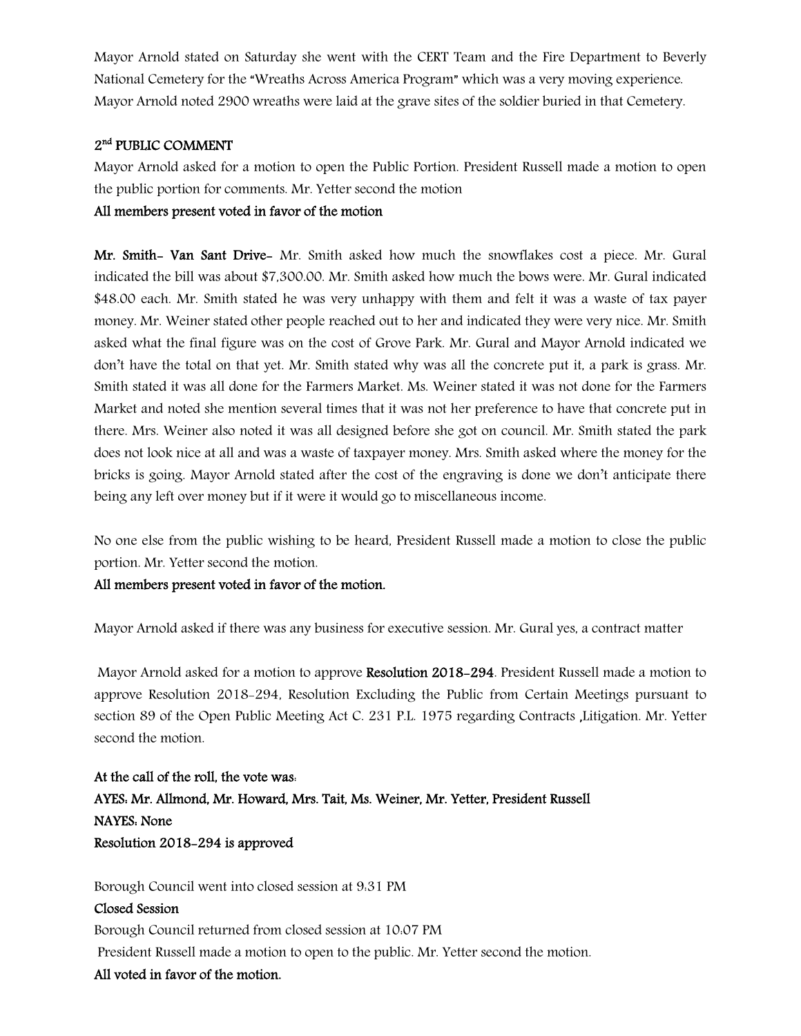Mayor Arnold stated on Saturday she went with the CERT Team and the Fire Department to Beverly National Cemetery for the "Wreaths Across America Program" which was a very moving experience. Mayor Arnold noted 2900 wreaths were laid at the grave sites of the soldier buried in that Cemetery.

**2nd PUBLIC COMMENT**

Mayor Arnold asked for a motion to open the Public Portion. President Russell made a motion to open the public portion for comments. Mr. Yetter second the motion

**All members present voted in favor of the motion**

**Mr. Smith- Van Sant Drive-** Mr. Smith asked how much the snowflakes cost a piece. Mr. Gural indicated the bill was about $7,300.00. Mr. Smith asked how much the bows were. Mr. Gural indicated $48.00 each. Mr. Smith stated he was very unhappy with them and felt it was a waste of tax payer money. Mr. Weiner stated other people reached out to her and indicated they were very nice. Mr. Smith asked what the final figure was on the cost of Grove Park. Mr. Gural and Mayor Arnold indicated we don't have the total on that yet. Mr. Smith stated why was all the concrete put it, a park is grass. Mr. Smith stated it was all done for the Farmers Market. Ms. Weiner stated it was not done for the Farmers Market and noted she mention several times that it was not her preference to have that concrete put in there. Mrs. Weiner also noted it was all designed before she got on council. Mr. Smith stated the park does not look nice at all and was a waste of taxpayer money. Mrs. Smith asked where the money for the bricks is going. Mayor Arnold stated after the cost of the engraving is done we don't anticipate there being any left over money but if it were it would go to miscellaneous income.

No one else from the public wishing to be heard, President Russell made a motion to close the public portion. Mr. Yetter second the motion.

**All members present voted in favor of the motion.**

Mayor Arnold asked if there was any business for executive session. Mr. Gural yes, a contract matter

Mayor Arnold asked for a motion to approve **Resolution 2018-294**. President Russell made a motion to approve Resolution 2018-294, Resolution Excluding the Public from Certain Meetings pursuant to section 89 of the Open Public Meeting Act C. 231 P.L. 1975 regarding Contracts ,Litigation. Mr. Yetter second the motion.

**At the call of the roll, the vote was:**
**AYES: Mr. Allmond, Mr. Howard, Mrs. Tait, Ms. Weiner, Mr. Yetter, President Russell**
**NAYES: None**
**Resolution 2018-294 is approved**

Borough Council went into closed session at 9:31 PM

**Closed Session**

Borough Council returned from closed session at 10:07 PM

President Russell made a motion to open to the public. Mr. Yetter second the motion.

**All voted in favor of the motion.**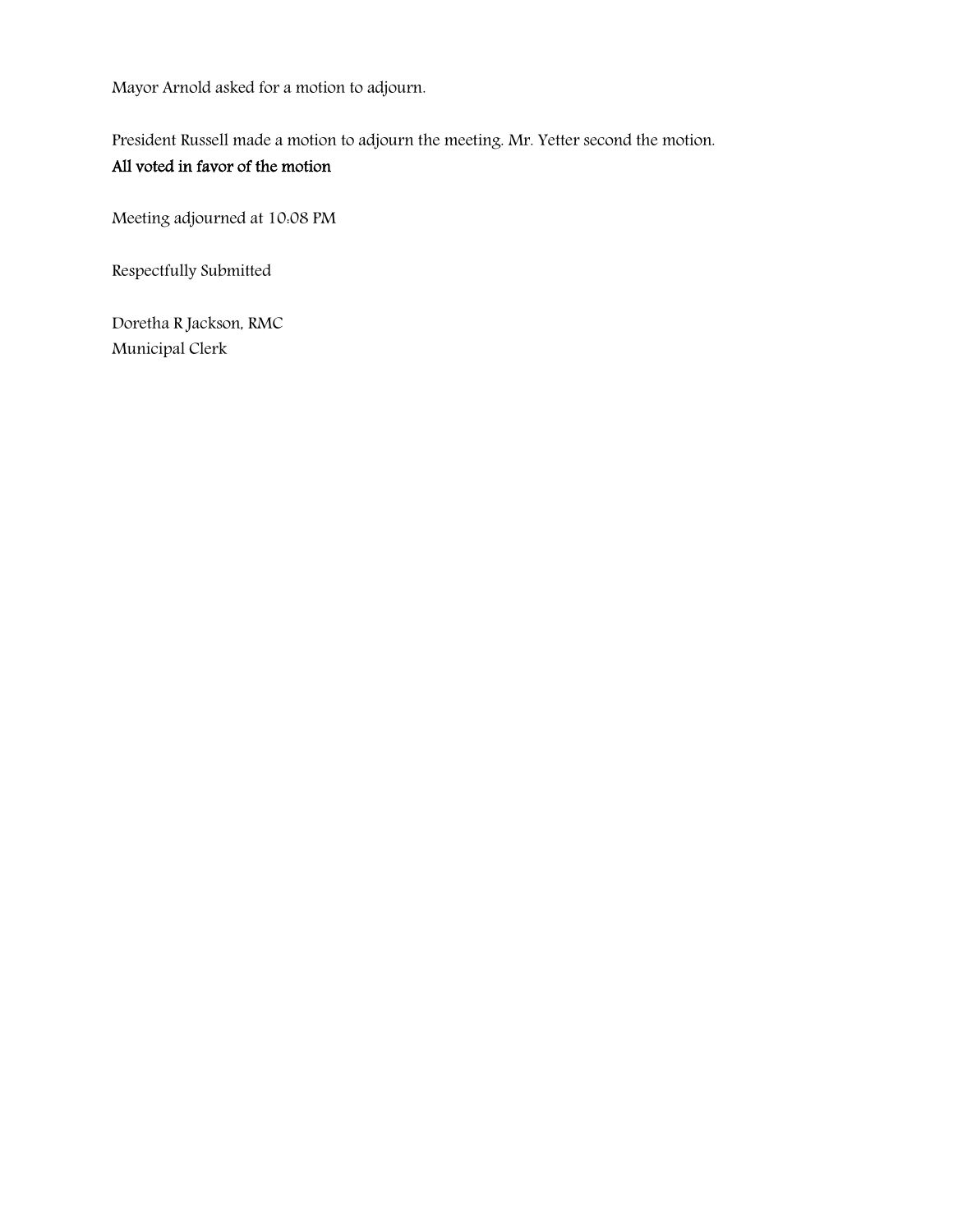Mayor Arnold asked for a motion to adjourn.

President Russell made a motion to adjourn the meeting. Mr. Yetter second the motion.
**All voted in favor of the motion**

Meeting adjourned at 10:08 PM

Respectfully Submitted

Doretha R Jackson, RMC
Municipal Clerk